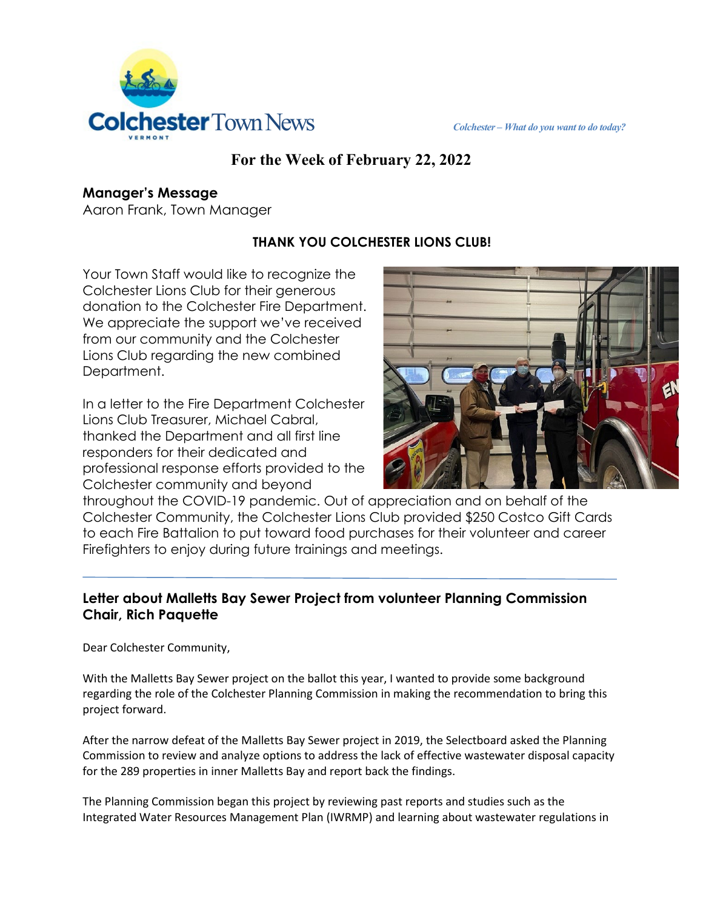# Colchester Town News

*Colchester – What do you want to do today?*

## For the Week of February 22, 2022

### Manager's Message

Aaron Frank, Town Manager

**THANK YOU COLCHESTER LIONS CLUB!**

Your Town Staff would like to recognize the Colchester Lions Club for their generous donation to the Colchester Fire Department. We appreciate the support we've received from our community and the Colchester Lions Club regarding the new combined Department.

In a letter to the Fire Department Colchester Lions Club Treasurer, Michael Cabral, thanked the Department and all first line responders for their dedicated and professional response efforts provided to the Colchester community and beyond throughout the COVID-19 pandemic. Out of appreciation and on behalf of the Colchester Community, the Colchester Lions Club provided $250 Costco Gift Cards to each Fire Battalion to put toward food purchases for their volunteer and career Firefighters to enjoy during future trainings and meetings.

---

### Letter about Malletts Bay Sewer Project from volunteer Planning Commission Chair, Rich Paquette

Dear Colchester Community,

With the Malletts Bay Sewer project on the ballot this year, I wanted to provide some background regarding the role of the Colchester Planning Commission in making the recommendation to bring this project forward.

After the narrow defeat of the Malletts Bay Sewer project in 2019, the Selectboard asked the Planning Commission to review and analyze options to address the lack of effective wastewater disposal capacity for the 289 properties in inner Malletts Bay and report back the findings.

The Planning Commission began this project by reviewing past reports and studies such as the Integrated Water Resources Management Plan (IWRMP) and learning about wastewater regulations in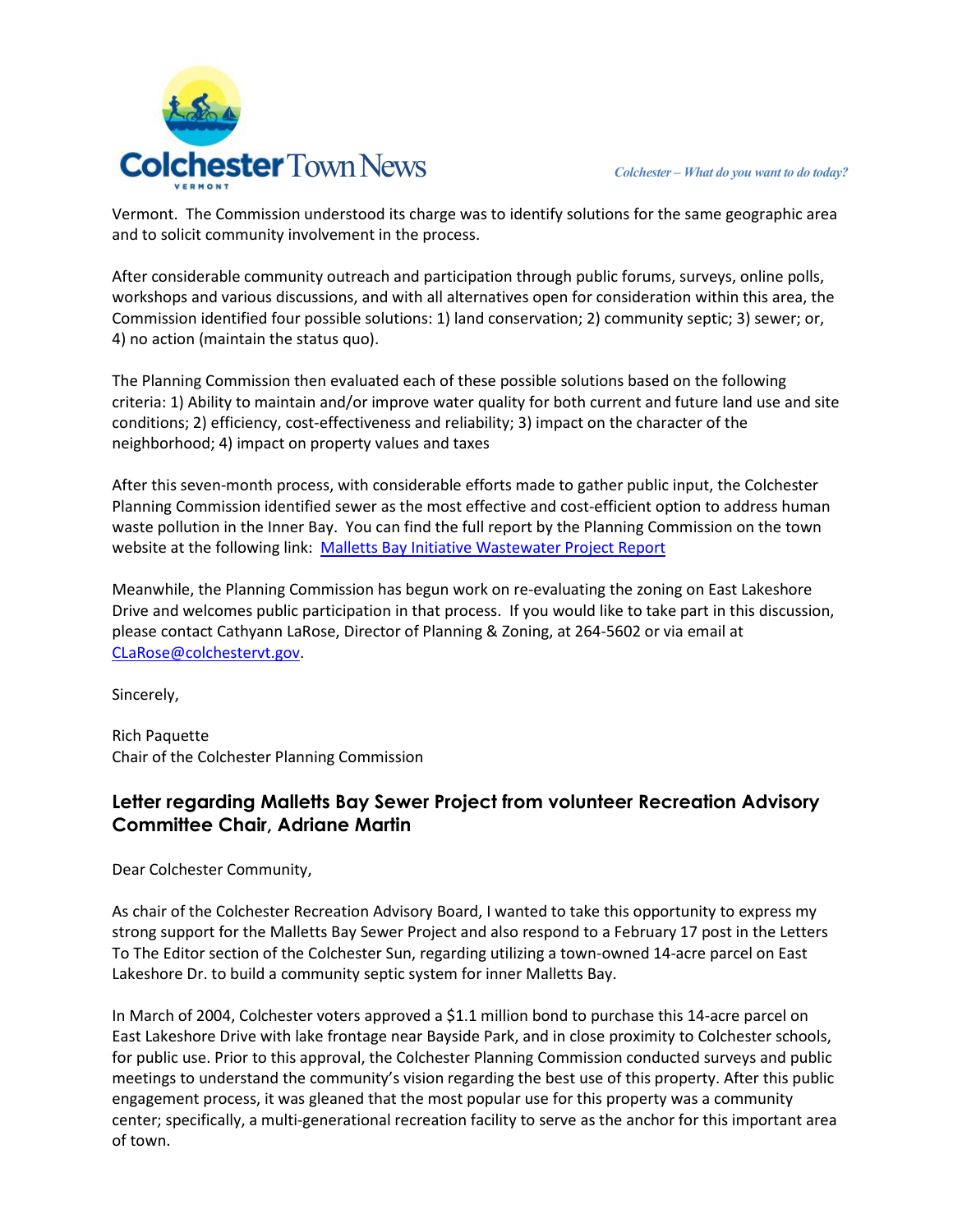Vermont. The Commission understood its charge was to identify solutions for the same geographic area and to solicit community involvement in the process.

After considerable community outreach and participation through public forums, surveys, online polls, workshops and various discussions, and with all alternatives open for consideration within this area, the Commission identified four possible solutions: 1) land conservation; 2) community septic; 3) sewer; or, 4) no action (maintain the status quo).

The Planning Commission then evaluated each of these possible solutions based on the following criteria: 1) Ability to maintain and/or improve water quality for both current and future land use and site conditions; 2) efficiency, cost-effectiveness and reliability; 3) impact on the character of the neighborhood; 4) impact on property values and taxes

After this seven-month process, with considerable efforts made to gather public input, the Colchester Planning Commission identified sewer as the most effective and cost-efficient option to address human waste pollution in the Inner Bay. You can find the full report by the Planning Commission on the town website at the following link: [Malletts Bay Initiative Wastewater Project Report]

Meanwhile, the Planning Commission has begun work on re-evaluating the zoning on East Lakeshore Drive and welcomes public participation in that process. If you would like to take part in this discussion, please contact Cathyann LaRose, Director of Planning & Zoning, at 264-5602 or via email at CLaRose@colchestervt.gov.

Sincerely,

Rich Paquette
Chair of the Colchester Planning Commission

## Letter regarding Malletts Bay Sewer Project from volunteer Recreation Advisory Committee Chair, Adriane Martin

Dear Colchester Community,

As chair of the Colchester Recreation Advisory Board, I wanted to take this opportunity to express my strong support for the Malletts Bay Sewer Project and also respond to a February 17 post in the Letters To The Editor section of the Colchester Sun, regarding utilizing a town-owned 14-acre parcel on East Lakeshore Dr. to build a community septic system for inner Malletts Bay.

In March of 2004, Colchester voters approved a $1.1 million bond to purchase this 14-acre parcel on East Lakeshore Drive with lake frontage near Bayside Park, and in close proximity to Colchester schools, for public use. Prior to this approval, the Colchester Planning Commission conducted surveys and public meetings to understand the community's vision regarding the best use of this property. After this public engagement process, it was gleaned that the most popular use for this property was a community center; specifically, a multi-generational recreation facility to serve as the anchor for this important area of town.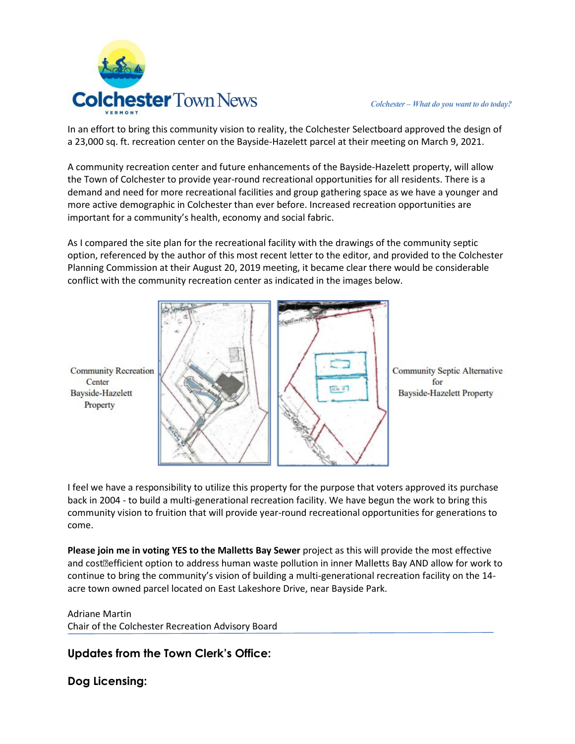In an effort to bring this community vision to reality, the Colchester Selectboard approved the design of a 23,000 sq. ft. recreation center on the Bayside-Hazelett parcel at their meeting on March 9, 2021.

A community recreation center and future enhancements of the Bayside-Hazelett property, will allow the Town of Colchester to provide year-round recreational opportunities for all residents. There is a demand and need for more recreational facilities and group gathering space as we have a younger and more active demographic in Colchester than ever before. Increased recreation opportunities are important for a community's health, economy and social fabric.

As I compared the site plan for the recreational facility with the drawings of the community septic option, referenced by the author of this most recent letter to the editor, and provided to the Colchester Planning Commission at their August 20, 2019 meeting, it became clear there would be considerable conflict with the community recreation center as indicated in the images below.

Community Recreation Center Bayside-Hazelett Property

Community Septic Alternative for Bayside-Hazelett Property

I feel we have a responsibility to utilize this property for the purpose that voters approved its purchase back in 2004 - to build a multi-generational recreation facility. We have begun the work to bring this community vision to fruition that will provide year-round recreational opportunities for generations to come.

**Please join me in voting YES to the Malletts Bay Sewer** project as this will provide the most effective and cost-efficient option to address human waste pollution in inner Malletts Bay AND allow for work to continue to bring the community's vision of building a multi-generational recreation facility on the 14-acre town owned parcel located on East Lakeshore Drive, near Bayside Park.

Adriane Martin
Chair of the Colchester Recreation Advisory Board

## Updates from the Town Clerk's Office:

## Dog Licensing: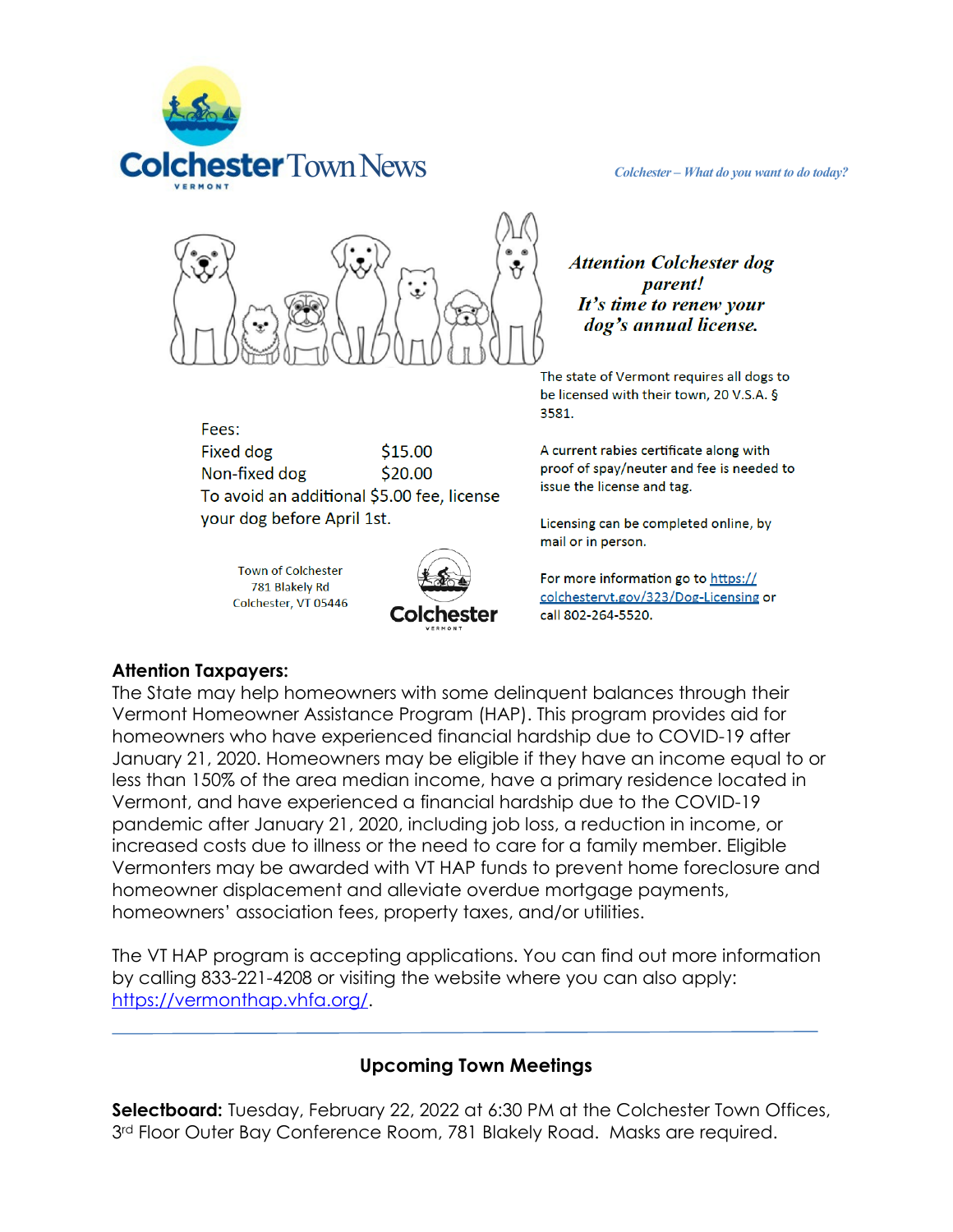# Colchester Town News

*Colchester – What do you want to do today?*

***Attention Colchester dog parent! It's time to renew your dog's annual license.***

The state of Vermont requires all dogs to be licensed with their town, 20 V.S.A. § 3581.

A current rabies certificate along with proof of spay/neuter and fee is needed to issue the license and tag.

Licensing can be completed online, by mail or in person.

For more information go to [https://colchestervt.gov/323/Dog-Licensing](https://colchestervt.gov/323/Dog-Licensing) or call 802-264-5520.

Fees:

| | |
|---|---|
| Fixed dog | $15.00 |
| Non-fixed dog | $20.00 |

To avoid an additional $5.00 fee, license your dog before April 1st.

Town of Colchester
781 Blakely Rd
Colchester, VT 05446

**Attention Taxpayers:**
The State may help homeowners with some delinquent balances through their Vermont Homeowner Assistance Program (HAP). This program provides aid for homeowners who have experienced financial hardship due to COVID-19 after January 21, 2020. Homeowners may be eligible if they have an income equal to or less than 150% of the area median income, have a primary residence located in Vermont, and have experienced a financial hardship due to the COVID-19 pandemic after January 21, 2020, including job loss, a reduction in income, or increased costs due to illness or the need to care for a family member. Eligible Vermonters may be awarded with VT HAP funds to prevent home foreclosure and homeowner displacement and alleviate overdue mortgage payments, homeowners' association fees, property taxes, and/or utilities.

The VT HAP program is accepting applications. You can find out more information by calling 833-221-4208 or visiting the website where you can also apply: [https://vermonthap.vhfa.org/](https://vermonthap.vhfa.org/).

---

## Upcoming Town Meetings

**Selectboard:** Tuesday, February 22, 2022 at 6:30 PM at the Colchester Town Offices, 3rd Floor Outer Bay Conference Room, 781 Blakely Road. Masks are required.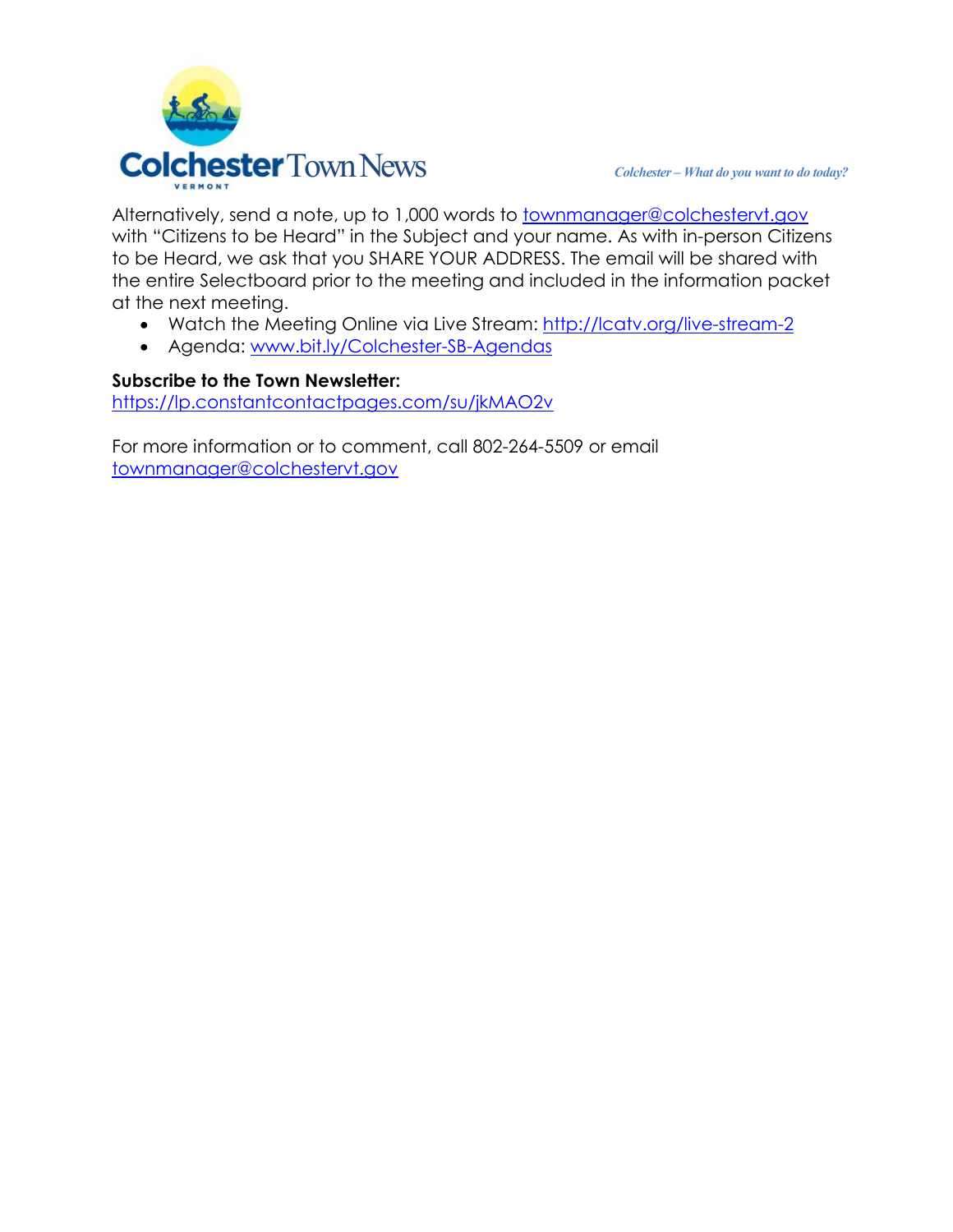Alternatively, send a note, up to 1,000 words to townmanager@colchestervt.gov with "Citizens to be Heard" in the Subject and your name. As with in-person Citizens to be Heard, we ask that you SHARE YOUR ADDRESS. The email will be shared with the entire Selectboard prior to the meeting and included in the information packet at the next meeting.

- Watch the Meeting Online via Live Stream: http://lcatv.org/live-stream-2
- Agenda: www.bit.ly/Colchester-SB-Agendas

**Subscribe to the Town Newsletter:**
https://lp.constantcontactpages.com/su/jkMAO2v

For more information or to comment, call 802-264-5509 or email townmanager@colchestervt.gov